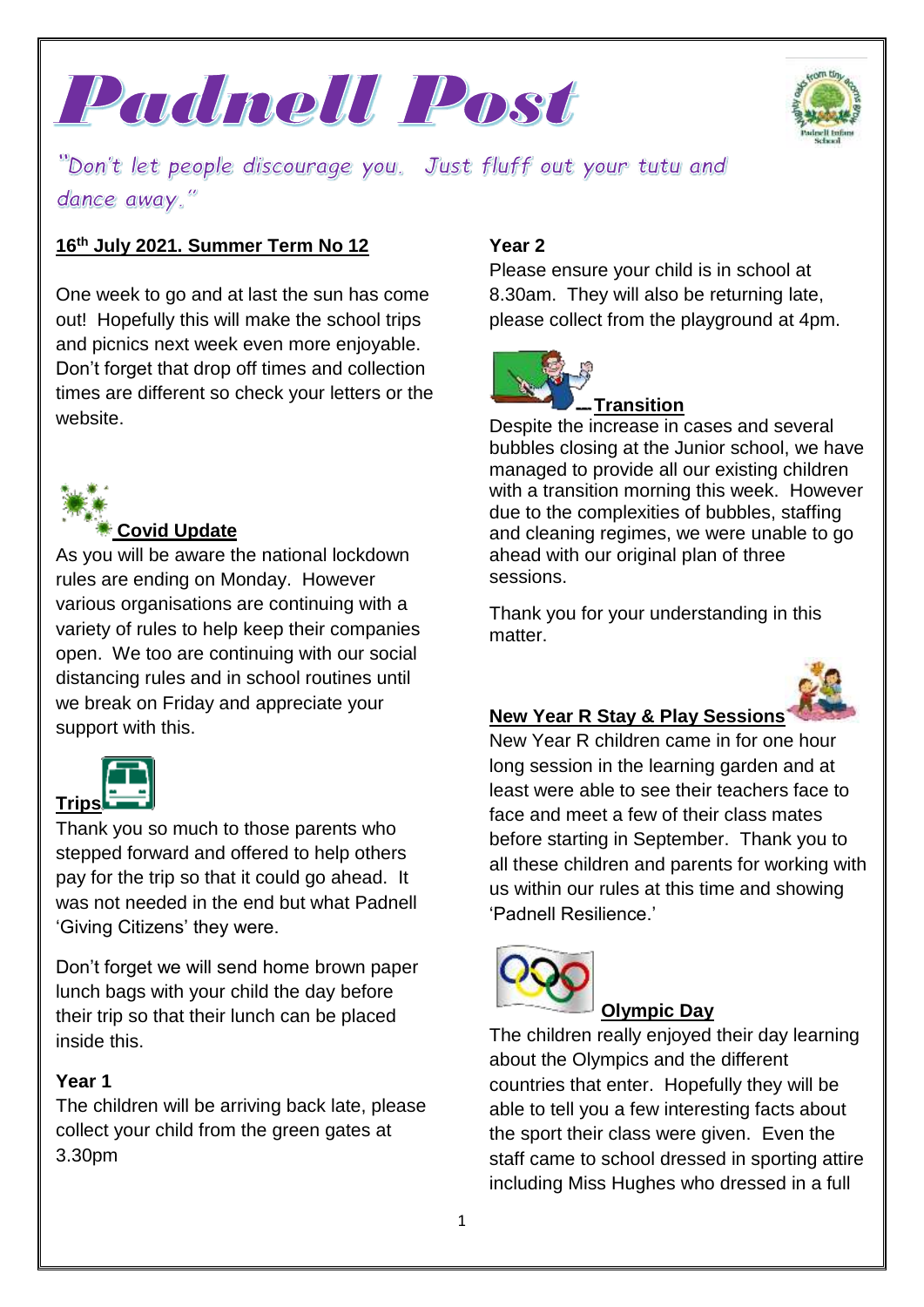# Padnell Post

*"Don't let people discourage you. Just fluff out your tutu and dance away."*

**16th July 2021. Summer Term No 12**

One week to go and at last the sun has come out! Hopefully this will make the school trips and picnics next week even more enjoyable. Don't forget that drop off times and collection times are different so check your letters or the website.

## Covid Update

As you will be aware the national lockdown rules are ending on Monday. However various organisations are continuing with a variety of rules to help keep their companies open. We too are continuing with our social distancing rules and in school routines until we break on Friday and appreciate your support with this.

## Trips

Thank you so much to those parents who stepped forward and offered to help others pay for the trip so that it could go ahead. It was not needed in the end but what Padnell 'Giving Citizens' they were.

Don't forget we will send home brown paper lunch bags with your child the day before their trip so that their lunch can be placed inside this.

**Year 1**

The children will be arriving back late, please collect your child from the green gates at 3.30pm

**Year 2**

Please ensure your child is in school at 8.30am. They will also be returning late, please collect from the playground at 4pm.

## Transition

Despite the increase in cases and several bubbles closing at the Junior school, we have managed to provide all our existing children with a transition morning this week. However due to the complexities of bubbles, staffing and cleaning regimes, we were unable to go ahead with our original plan of three sessions.

Thank you for your understanding in this matter.

## New Year R Stay & Play Sessions

New Year R children came in for one hour long session in the learning garden and at least were able to see their teachers face to face and meet a few of their class mates before starting in September. Thank you to all these children and parents for working with us within our rules at this time and showing 'Padnell Resilience.'

## Olympic Day

The children really enjoyed their day learning about the Olympics and the different countries that enter. Hopefully they will be able to tell you a few interesting facts about the sport their class were given. Even the staff came to school dressed in sporting attire including Miss Hughes who dressed in a full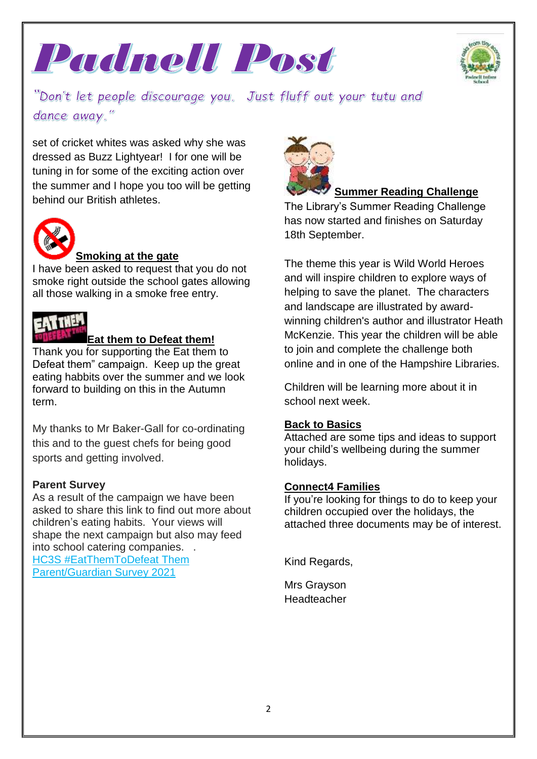# Padnell Post

*"Don't let people discourage you. Just fluff out your tutu and dance away."*

set of cricket whites was asked why she was dressed as Buzz Lightyear! I for one will be tuning in for some of the exciting action over the summer and I hope you too will be getting behind our British athletes.

**Smoking at the gate**

I have been asked to request that you do not smoke right outside the school gates allowing all those walking in a smoke free entry.

**Eat them to Defeat them!**

Thank you for supporting the Eat them to Defeat them" campaign. Keep up the great eating habbits over the summer and we look forward to building on this in the Autumn term.

My thanks to Mr Baker-Gall for co-ordinating this and to the guest chefs for being good sports and getting involved.

**Parent Survey**

As a result of the campaign we have been asked to share this link to find out more about children's eating habits. Your views will shape the next campaign but also may feed into school catering companies. .
HC3S #EatThemToDefeat Them Parent/Guardian Survey 2021

**Summer Reading Challenge**

The Library's Summer Reading Challenge has now started and finishes on Saturday 18th September.

The theme this year is Wild World Heroes and will inspire children to explore ways of helping to save the planet. The characters and landscape are illustrated by award-winning children's author and illustrator Heath McKenzie. This year the children will be able to join and complete the challenge both online and in one of the Hampshire Libraries.

Children will be learning more about it in school next week.

**Back to Basics**

Attached are some tips and ideas to support your child's wellbeing during the summer holidays.

**Connect4 Families**

If you're looking for things to do to keep your children occupied over the holidays, the attached three documents may be of interest.

Kind Regards,

Mrs Grayson
Headteacher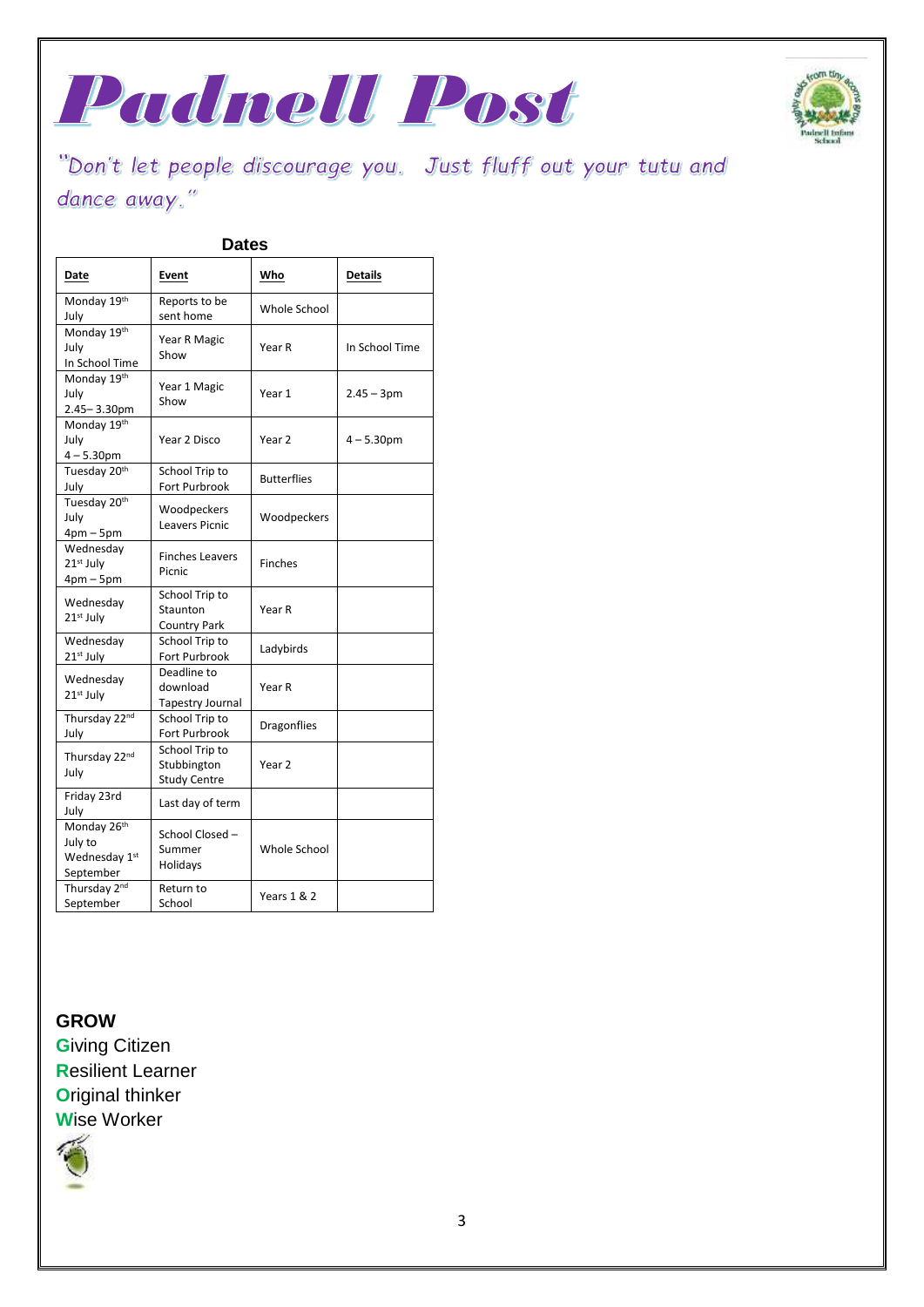# Padnell Post

*"Don't let people discourage you. Just fluff out your tutu and dance away."*

**Dates**

| Date | Event | Who | Details |
|---|---|---|---|
| Monday 19th July | Reports to be sent home | Whole School | |
| Monday 19th July In School Time | Year R Magic Show | Year R | In School Time |
| Monday 19th July 2.45– 3.30pm | Year 1 Magic Show | Year 1 | 2.45 – 3pm |
| Monday 19th July 4 – 5.30pm | Year 2 Disco | Year 2 | 4 – 5.30pm |
| Tuesday 20th July | School Trip to Fort Purbrook | Butterflies | |
| Tuesday 20th July 4pm – 5pm | Woodpeckers Leavers Picnic | Woodpeckers | |
| Wednesday 21st July 4pm – 5pm | Finches Leavers Picnic | Finches | |
| Wednesday 21st July | School Trip to Staunton Country Park | Year R | |
| Wednesday 21st July | School Trip to Fort Purbrook | Ladybirds | |
| Wednesday 21st July | Deadline to download Tapestry Journal | Year R | |
| Thursday 22nd July | School Trip to Fort Purbrook | Dragonflies | |
| Thursday 22nd July | School Trip to Stubbington Study Centre | Year 2 | |
| Friday 23rd July | Last day of term | | |
| Monday 26th July to Wednesday 1st September | School Closed – Summer Holidays | Whole School | |
| Thursday 2nd September | Return to School | Years 1 & 2 | |

**GROW**

**G**iving Citizen
**R**esilient Learner
**O**riginal thinker
**W**ise Worker